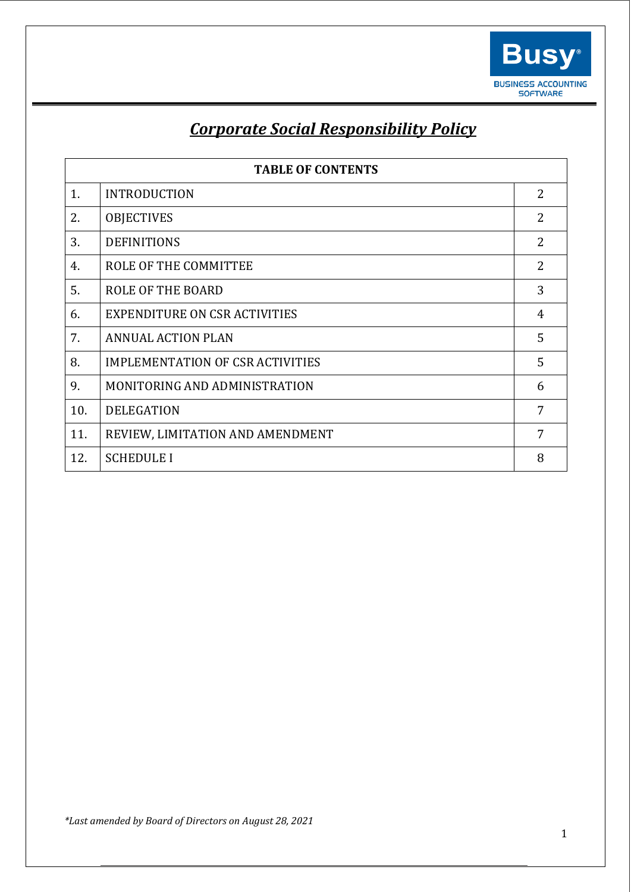# ***Corporate Social Responsibility Policy***

| TABLE OF CONTENTS | | |
|---|---|---|
| 1. | INTRODUCTION | 2 |
| 2. | OBJECTIVES | 2 |
| 3. | DEFINITIONS | 2 |
| 4. | ROLE OF THE COMMITTEE | 2 |
| 5. | ROLE OF THE BOARD | 3 |
| 6. | EXPENDITURE ON CSR ACTIVITIES | 4 |
| 7. | ANNUAL ACTION PLAN | 5 |
| 8. | IMPLEMENTATION OF CSR ACTIVITIES | 5 |
| 9. | MONITORING AND ADMINISTRATION | 6 |
| 10. | DELEGATION | 7 |
| 11. | REVIEW, LIMITATION AND AMENDMENT | 7 |
| 12. | SCHEDULE I | 8 |

*\*Last amended by Board of Directors on August 28, 2021*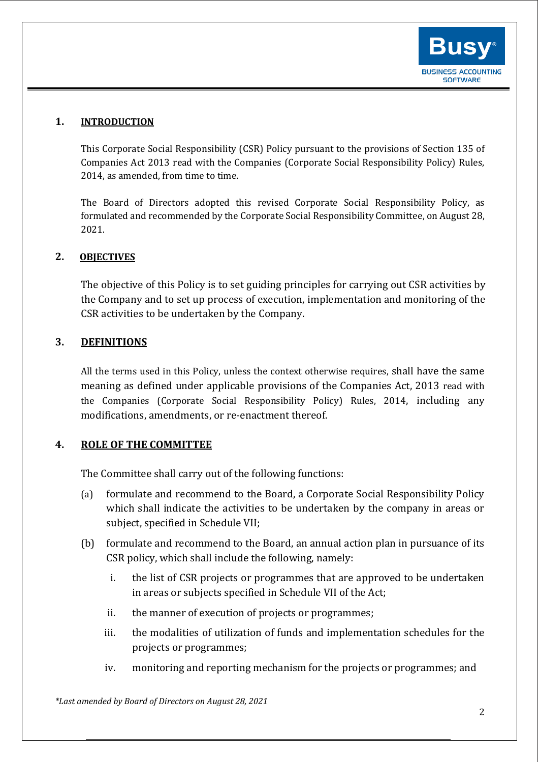## 1. INTRODUCTION

This Corporate Social Responsibility (CSR) Policy pursuant to the provisions of Section 135 of Companies Act 2013 read with the Companies (Corporate Social Responsibility Policy) Rules, 2014, as amended, from time to time.

The Board of Directors adopted this revised Corporate Social Responsibility Policy, as formulated and recommended by the Corporate Social Responsibility Committee, on August 28, 2021.

## 2. OBJECTIVES

The objective of this Policy is to set guiding principles for carrying out CSR activities by the Company and to set up process of execution, implementation and monitoring of the CSR activities to be undertaken by the Company.

## 3. DEFINITIONS

All the terms used in this Policy, unless the context otherwise requires, shall have the same meaning as defined under applicable provisions of the Companies Act, 2013 read with the Companies (Corporate Social Responsibility Policy) Rules, 2014, including any modifications, amendments, or re-enactment thereof.

## 4. ROLE OF THE COMMITTEE

The Committee shall carry out of the following functions:

(a) formulate and recommend to the Board, a Corporate Social Responsibility Policy which shall indicate the activities to be undertaken by the company in areas or subject, specified in Schedule VII;

(b) formulate and recommend to the Board, an annual action plan in pursuance of its CSR policy, which shall include the following, namely:

  i. the list of CSR projects or programmes that are approved to be undertaken in areas or subjects specified in Schedule VII of the Act;

  ii. the manner of execution of projects or programmes;

  iii. the modalities of utilization of funds and implementation schedules for the projects or programmes;

  iv. monitoring and reporting mechanism for the projects or programmes; and

*\*Last amended by Board of Directors on August 28, 2021*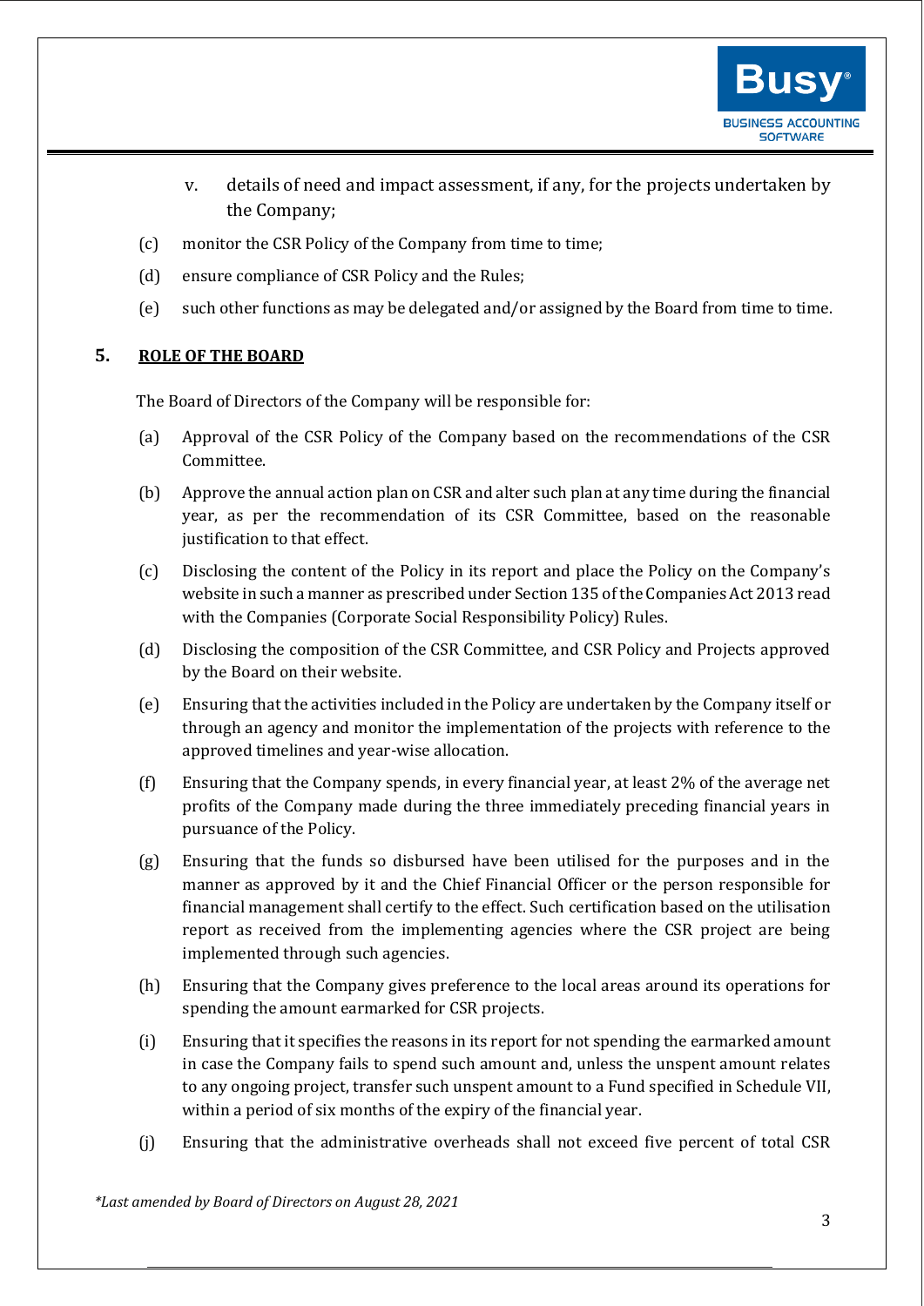v. details of need and impact assessment, if any, for the projects undertaken by the Company;

(c) monitor the CSR Policy of the Company from time to time;

(d) ensure compliance of CSR Policy and the Rules;

(e) such other functions as may be delegated and/or assigned by the Board from time to time.

## 5. ROLE OF THE BOARD

The Board of Directors of the Company will be responsible for:

(a) Approval of the CSR Policy of the Company based on the recommendations of the CSR Committee.

(b) Approve the annual action plan on CSR and alter such plan at any time during the financial year, as per the recommendation of its CSR Committee, based on the reasonable justification to that effect.

(c) Disclosing the content of the Policy in its report and place the Policy on the Company's website in such a manner as prescribed under Section 135 of the Companies Act 2013 read with the Companies (Corporate Social Responsibility Policy) Rules.

(d) Disclosing the composition of the CSR Committee, and CSR Policy and Projects approved by the Board on their website.

(e) Ensuring that the activities included in the Policy are undertaken by the Company itself or through an agency and monitor the implementation of the projects with reference to the approved timelines and year-wise allocation.

(f) Ensuring that the Company spends, in every financial year, at least 2% of the average net profits of the Company made during the three immediately preceding financial years in pursuance of the Policy.

(g) Ensuring that the funds so disbursed have been utilised for the purposes and in the manner as approved by it and the Chief Financial Officer or the person responsible for financial management shall certify to the effect. Such certification based on the utilisation report as received from the implementing agencies where the CSR project are being implemented through such agencies.

(h) Ensuring that the Company gives preference to the local areas around its operations for spending the amount earmarked for CSR projects.

(i) Ensuring that it specifies the reasons in its report for not spending the earmarked amount in case the Company fails to spend such amount and, unless the unspent amount relates to any ongoing project, transfer such unspent amount to a Fund specified in Schedule VII, within a period of six months of the expiry of the financial year.

(j) Ensuring that the administrative overheads shall not exceed five percent of total CSR

*\*Last amended by Board of Directors on August 28, 2021*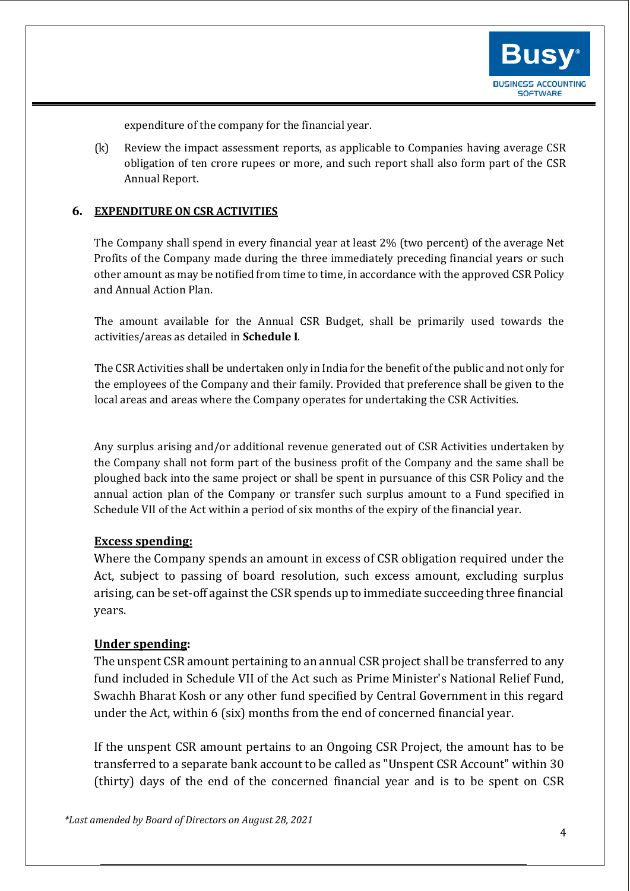expenditure of the company for the financial year.

(k) Review the impact assessment reports, as applicable to Companies having average CSR obligation of ten crore rupees or more, and such report shall also form part of the CSR Annual Report.

## 6. EXPENDITURE ON CSR ACTIVITIES

The Company shall spend in every financial year at least 2% (two percent) of the average Net Profits of the Company made during the three immediately preceding financial years or such other amount as may be notified from time to time, in accordance with the approved CSR Policy and Annual Action Plan.

The amount available for the Annual CSR Budget, shall be primarily used towards the activities/areas as detailed in **Schedule I**.

The CSR Activities shall be undertaken only in India for the benefit of the public and not only for the employees of the Company and their family. Provided that preference shall be given to the local areas and areas where the Company operates for undertaking the CSR Activities.

Any surplus arising and/or additional revenue generated out of CSR Activities undertaken by the Company shall not form part of the business profit of the Company and the same shall be ploughed back into the same project or shall be spent in pursuance of this CSR Policy and the annual action plan of the Company or transfer such surplus amount to a Fund specified in Schedule VII of the Act within a period of six months of the expiry of the financial year.

**Excess spending:**

Where the Company spends an amount in excess of CSR obligation required under the Act, subject to passing of board resolution, such excess amount, excluding surplus arising, can be set-off against the CSR spends up to immediate succeeding three financial years.

**Under spending:**

The unspent CSR amount pertaining to an annual CSR project shall be transferred to any fund included in Schedule VII of the Act such as Prime Minister's National Relief Fund, Swachh Bharat Kosh or any other fund specified by Central Government in this regard under the Act, within 6 (six) months from the end of concerned financial year.

If the unspent CSR amount pertains to an Ongoing CSR Project, the amount has to be transferred to a separate bank account to be called as "Unspent CSR Account" within 30 (thirty) days of the end of the concerned financial year and is to be spent on CSR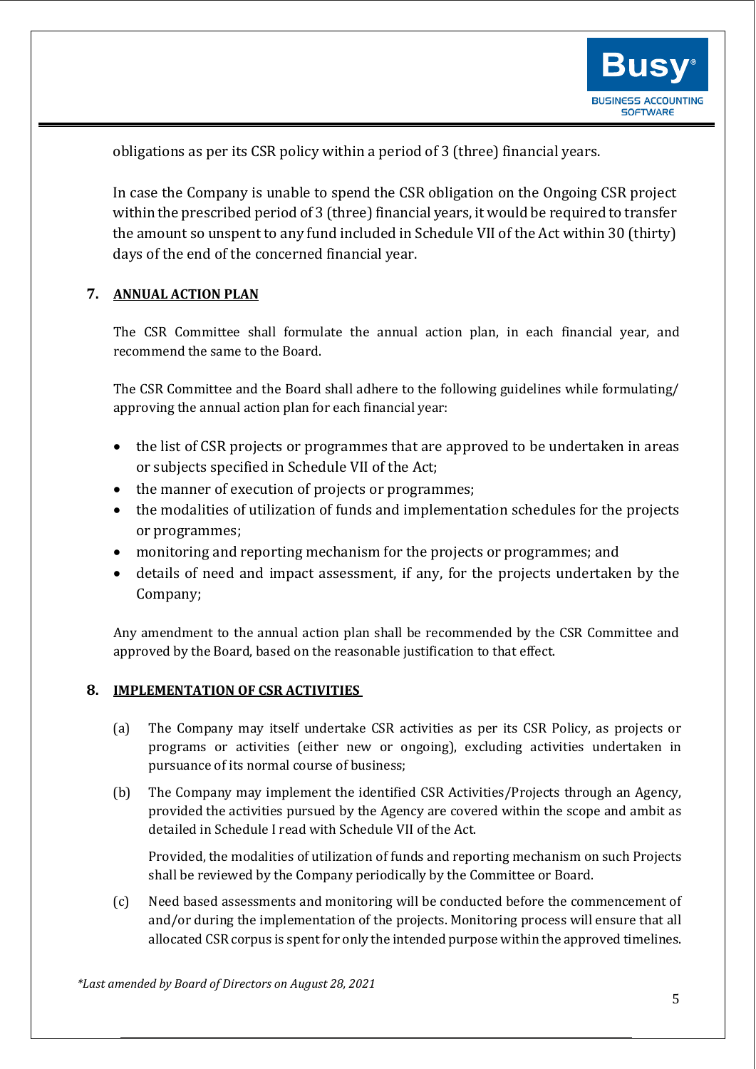obligations as per its CSR policy within a period of 3 (three) financial years.

In case the Company is unable to spend the CSR obligation on the Ongoing CSR project within the prescribed period of 3 (three) financial years, it would be required to transfer the amount so unspent to any fund included in Schedule VII of the Act within 30 (thirty) days of the end of the concerned financial year.

## 7. ANNUAL ACTION PLAN

The CSR Committee shall formulate the annual action plan, in each financial year, and recommend the same to the Board.

The CSR Committee and the Board shall adhere to the following guidelines while formulating/ approving the annual action plan for each financial year:

- the list of CSR projects or programmes that are approved to be undertaken in areas or subjects specified in Schedule VII of the Act;
- the manner of execution of projects or programmes;
- the modalities of utilization of funds and implementation schedules for the projects or programmes;
- monitoring and reporting mechanism for the projects or programmes; and
- details of need and impact assessment, if any, for the projects undertaken by the Company;

Any amendment to the annual action plan shall be recommended by the CSR Committee and approved by the Board, based on the reasonable justification to that effect.

## 8. IMPLEMENTATION OF CSR ACTIVITIES

(a) The Company may itself undertake CSR activities as per its CSR Policy, as projects or programs or activities (either new or ongoing), excluding activities undertaken in pursuance of its normal course of business;

(b) The Company may implement the identified CSR Activities/Projects through an Agency, provided the activities pursued by the Agency are covered within the scope and ambit as detailed in Schedule I read with Schedule VII of the Act.

Provided, the modalities of utilization of funds and reporting mechanism on such Projects shall be reviewed by the Company periodically by the Committee or Board.

(c) Need based assessments and monitoring will be conducted before the commencement of and/or during the implementation of the projects. Monitoring process will ensure that all allocated CSR corpus is spent for only the intended purpose within the approved timelines.

*\*Last amended by Board of Directors on August 28, 2021*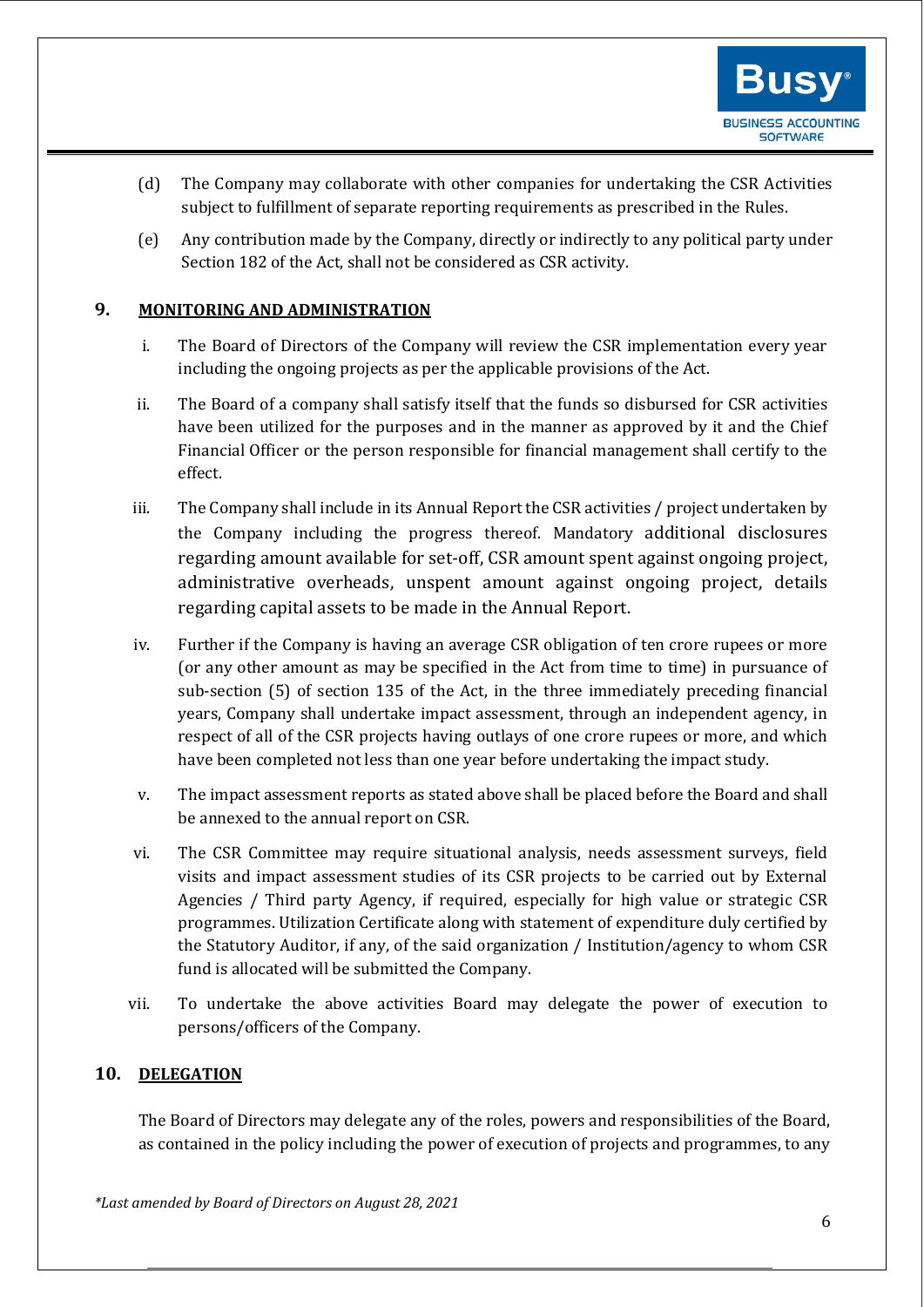(d) The Company may collaborate with other companies for undertaking the CSR Activities subject to fulfillment of separate reporting requirements as prescribed in the Rules.

(e) Any contribution made by the Company, directly or indirectly to any political party under Section 182 of the Act, shall not be considered as CSR activity.

## 9. MONITORING AND ADMINISTRATION

i. The Board of Directors of the Company will review the CSR implementation every year including the ongoing projects as per the applicable provisions of the Act.

ii. The Board of a company shall satisfy itself that the funds so disbursed for CSR activities have been utilized for the purposes and in the manner as approved by it and the Chief Financial Officer or the person responsible for financial management shall certify to the effect.

iii. The Company shall include in its Annual Report the CSR activities / project undertaken by the Company including the progress thereof. Mandatory additional disclosures regarding amount available for set-off, CSR amount spent against ongoing project, administrative overheads, unspent amount against ongoing project, details regarding capital assets to be made in the Annual Report.

iv. Further if the Company is having an average CSR obligation of ten crore rupees or more (or any other amount as may be specified in the Act from time to time) in pursuance of sub-section (5) of section 135 of the Act, in the three immediately preceding financial years, Company shall undertake impact assessment, through an independent agency, in respect of all of the CSR projects having outlays of one crore rupees or more, and which have been completed not less than one year before undertaking the impact study.

v. The impact assessment reports as stated above shall be placed before the Board and shall be annexed to the annual report on CSR.

vi. The CSR Committee may require situational analysis, needs assessment surveys, field visits and impact assessment studies of its CSR projects to be carried out by External Agencies / Third party Agency, if required, especially for high value or strategic CSR programmes. Utilization Certificate along with statement of expenditure duly certified by the Statutory Auditor, if any, of the said organization / Institution/agency to whom CSR fund is allocated will be submitted the Company.

vii. To undertake the above activities Board may delegate the power of execution to persons/officers of the Company.

## 10. DELEGATION

The Board of Directors may delegate any of the roles, powers and responsibilities of the Board, as contained in the policy including the power of execution of projects and programmes, to any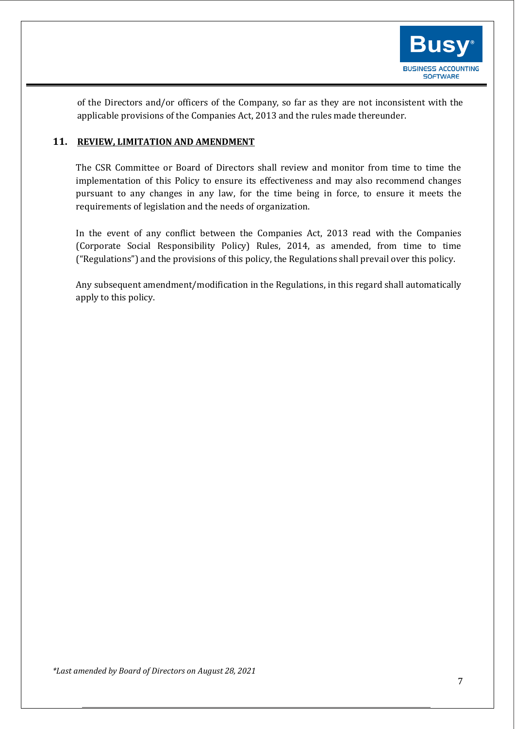of the Directors and/or officers of the Company, so far as they are not inconsistent with the applicable provisions of the Companies Act, 2013 and the rules made thereunder.

## 11. REVIEW, LIMITATION AND AMENDMENT

The CSR Committee or Board of Directors shall review and monitor from time to time the implementation of this Policy to ensure its effectiveness and may also recommend changes pursuant to any changes in any law, for the time being in force, to ensure it meets the requirements of legislation and the needs of organization.

In the event of any conflict between the Companies Act, 2013 read with the Companies (Corporate Social Responsibility Policy) Rules, 2014, as amended, from time to time ("Regulations") and the provisions of this policy, the Regulations shall prevail over this policy.

Any subsequent amendment/modification in the Regulations, in this regard shall automatically apply to this policy.

*\*Last amended by Board of Directors on August 28, 2021*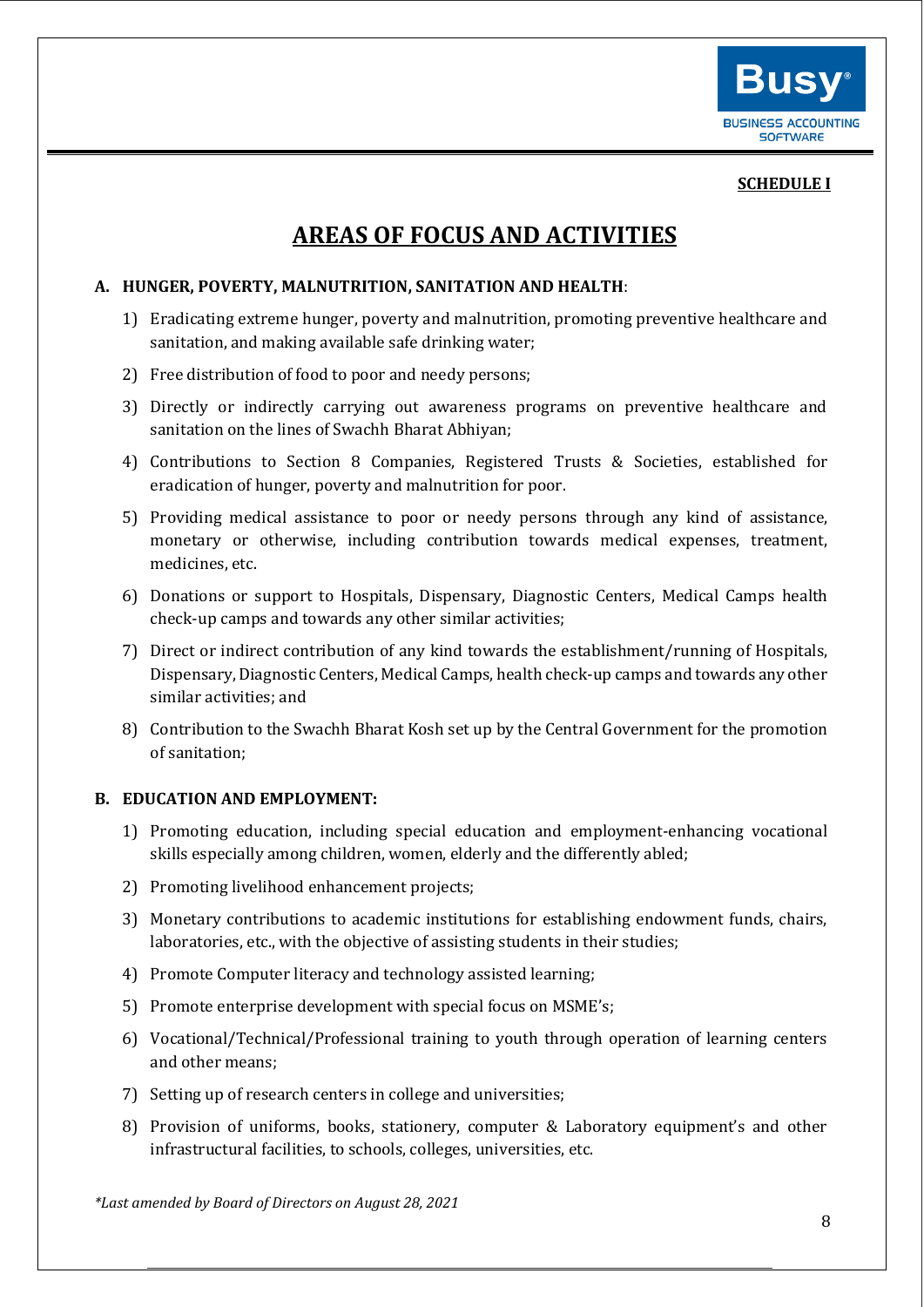**SCHEDULE I**

# AREAS OF FOCUS AND ACTIVITIES

### A. HUNGER, POVERTY, MALNUTRITION, SANITATION AND HEALTH:

1) Eradicating extreme hunger, poverty and malnutrition, promoting preventive healthcare and sanitation, and making available safe drinking water;
2) Free distribution of food to poor and needy persons;
3) Directly or indirectly carrying out awareness programs on preventive healthcare and sanitation on the lines of Swachh Bharat Abhiyan;
4) Contributions to Section 8 Companies, Registered Trusts & Societies, established for eradication of hunger, poverty and malnutrition for poor.
5) Providing medical assistance to poor or needy persons through any kind of assistance, monetary or otherwise, including contribution towards medical expenses, treatment, medicines, etc.
6) Donations or support to Hospitals, Dispensary, Diagnostic Centers, Medical Camps health check-up camps and towards any other similar activities;
7) Direct or indirect contribution of any kind towards the establishment/running of Hospitals, Dispensary, Diagnostic Centers, Medical Camps, health check-up camps and towards any other similar activities; and
8) Contribution to the Swachh Bharat Kosh set up by the Central Government for the promotion of sanitation;

### B. EDUCATION AND EMPLOYMENT:

1) Promoting education, including special education and employment-enhancing vocational skills especially among children, women, elderly and the differently abled;
2) Promoting livelihood enhancement projects;
3) Monetary contributions to academic institutions for establishing endowment funds, chairs, laboratories, etc., with the objective of assisting students in their studies;
4) Promote Computer literacy and technology assisted learning;
5) Promote enterprise development with special focus on MSME's;
6) Vocational/Technical/Professional training to youth through operation of learning centers and other means;
7) Setting up of research centers in college and universities;
8) Provision of uniforms, books, stationery, computer & Laboratory equipment's and other infrastructural facilities, to schools, colleges, universities, etc.

*\*Last amended by Board of Directors on August 28, 2021*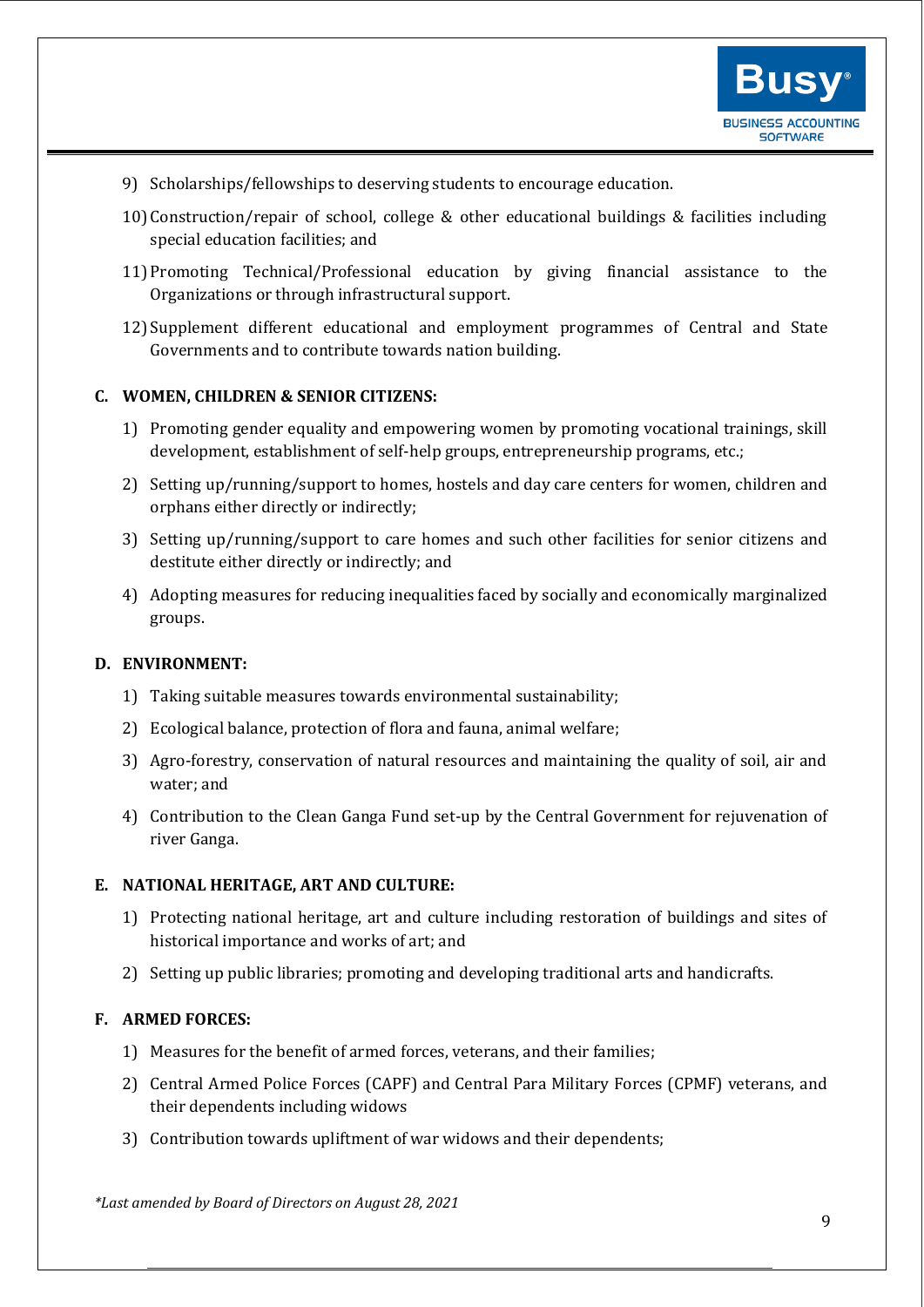9) Scholarships/fellowships to deserving students to encourage education.
10) Construction/repair of school, college & other educational buildings & facilities including special education facilities; and
11) Promoting Technical/Professional education by giving financial assistance to the Organizations or through infrastructural support.
12) Supplement different educational and employment programmes of Central and State Governments and to contribute towards nation building.

**C. WOMEN, CHILDREN & SENIOR CITIZENS:**

1) Promoting gender equality and empowering women by promoting vocational trainings, skill development, establishment of self-help groups, entrepreneurship programs, etc.;
2) Setting up/running/support to homes, hostels and day care centers for women, children and orphans either directly or indirectly;
3) Setting up/running/support to care homes and such other facilities for senior citizens and destitute either directly or indirectly; and
4) Adopting measures for reducing inequalities faced by socially and economically marginalized groups.

**D. ENVIRONMENT:**

1) Taking suitable measures towards environmental sustainability;
2) Ecological balance, protection of flora and fauna, animal welfare;
3) Agro-forestry, conservation of natural resources and maintaining the quality of soil, air and water; and
4) Contribution to the Clean Ganga Fund set-up by the Central Government for rejuvenation of river Ganga.

**E. NATIONAL HERITAGE, ART AND CULTURE:**

1) Protecting national heritage, art and culture including restoration of buildings and sites of historical importance and works of art; and
2) Setting up public libraries; promoting and developing traditional arts and handicrafts.

**F. ARMED FORCES:**

1) Measures for the benefit of armed forces, veterans, and their families;
2) Central Armed Police Forces (CAPF) and Central Para Military Forces (CPMF) veterans, and their dependents including widows
3) Contribution towards upliftment of war widows and their dependents;

*\*Last amended by Board of Directors on August 28, 2021*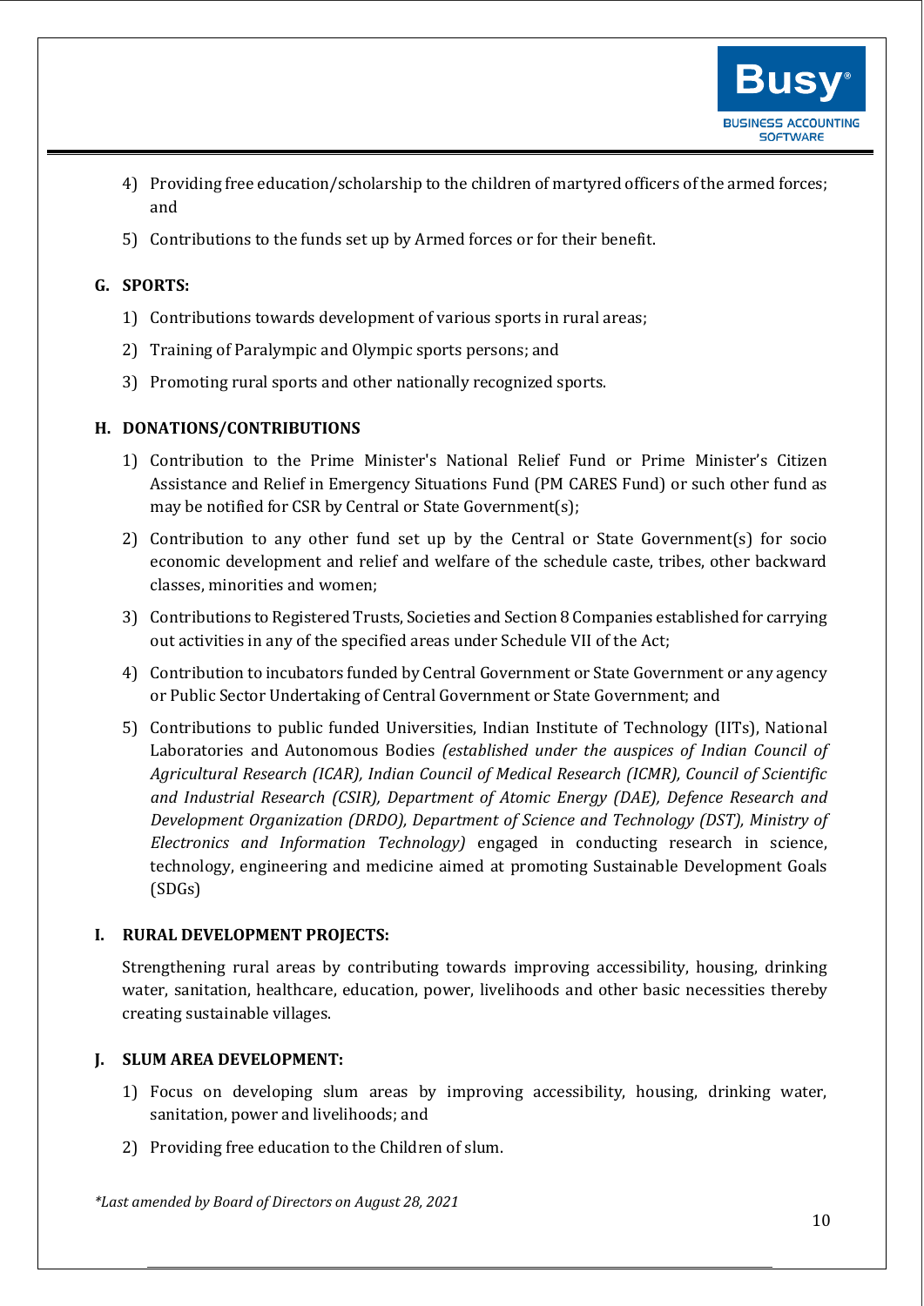4) Providing free education/scholarship to the children of martyred officers of the armed forces; and

5) Contributions to the funds set up by Armed forces or for their benefit.

**G. SPORTS:**

1) Contributions towards development of various sports in rural areas;

2) Training of Paralympic and Olympic sports persons; and

3) Promoting rural sports and other nationally recognized sports.

**H. DONATIONS/CONTRIBUTIONS**

1) Contribution to the Prime Minister's National Relief Fund or Prime Minister's Citizen Assistance and Relief in Emergency Situations Fund (PM CARES Fund) or such other fund as may be notified for CSR by Central or State Government(s);

2) Contribution to any other fund set up by the Central or State Government(s) for socio economic development and relief and welfare of the schedule caste, tribes, other backward classes, minorities and women;

3) Contributions to Registered Trusts, Societies and Section 8 Companies established for carrying out activities in any of the specified areas under Schedule VII of the Act;

4) Contribution to incubators funded by Central Government or State Government or any agency or Public Sector Undertaking of Central Government or State Government; and

5) Contributions to public funded Universities, Indian Institute of Technology (IITs), National Laboratories and Autonomous Bodies *(established under the auspices of Indian Council of Agricultural Research (ICAR), Indian Council of Medical Research (ICMR), Council of Scientific and Industrial Research (CSIR), Department of Atomic Energy (DAE), Defence Research and Development Organization (DRDO), Department of Science and Technology (DST), Ministry of Electronics and Information Technology)* engaged in conducting research in science, technology, engineering and medicine aimed at promoting Sustainable Development Goals (SDGs)

**I. RURAL DEVELOPMENT PROJECTS:**

Strengthening rural areas by contributing towards improving accessibility, housing, drinking water, sanitation, healthcare, education, power, livelihoods and other basic necessities thereby creating sustainable villages.

**J. SLUM AREA DEVELOPMENT:**

1) Focus on developing slum areas by improving accessibility, housing, drinking water, sanitation, power and livelihoods; and

2) Providing free education to the Children of slum.

*\*Last amended by Board of Directors on August 28, 2021*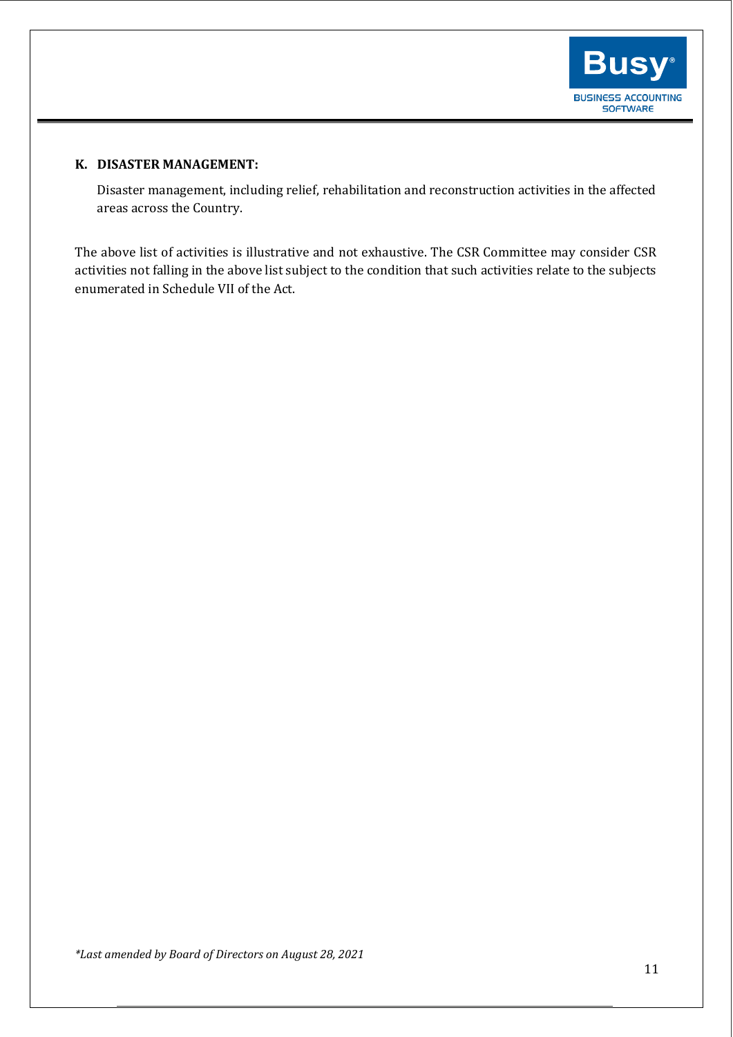**K. DISASTER MANAGEMENT:**

Disaster management, including relief, rehabilitation and reconstruction activities in the affected areas across the Country.

The above list of activities is illustrative and not exhaustive. The CSR Committee may consider CSR activities not falling in the above list subject to the condition that such activities relate to the subjects enumerated in Schedule VII of the Act.

*\*Last amended by Board of Directors on August 28, 2021*